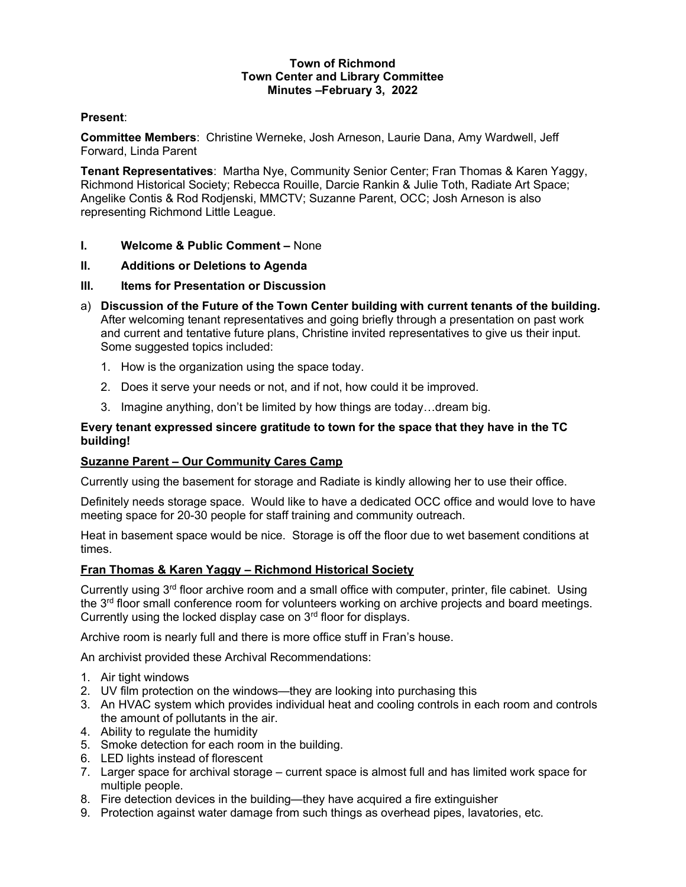**Town of Richmond**
**Town Center and Library Committee**
**Minutes –February 3, 2022**

**Present**:

**Committee Members**: Christine Werneke, Josh Arneson, Laurie Dana, Amy Wardwell, Jeff Forward, Linda Parent

**Tenant Representatives**: Martha Nye, Community Senior Center; Fran Thomas & Karen Yaggy, Richmond Historical Society; Rebecca Rouille, Darcie Rankin & Julie Toth, Radiate Art Space; Angelike Contis & Rod Rodjenski, MMCTV; Suzanne Parent, OCC; Josh Arneson is also representing Richmond Little League.

**I. Welcome & Public Comment –** None

**II. Additions or Deletions to Agenda**

**III. Items for Presentation or Discussion**

a) **Discussion of the Future of the Town Center building with current tenants of the building.** After welcoming tenant representatives and going briefly through a presentation on past work and current and tentative future plans, Christine invited representatives to give us their input. Some suggested topics included:

1. How is the organization using the space today.
2. Does it serve your needs or not, and if not, how could it be improved.
3. Imagine anything, don't be limited by how things are today…dream big.

**Every tenant expressed sincere gratitude to town for the space that they have in the TC building!**

**Suzanne Parent – Our Community Cares Camp**

Currently using the basement for storage and Radiate is kindly allowing her to use their office.

Definitely needs storage space. Would like to have a dedicated OCC office and would love to have meeting space for 20-30 people for staff training and community outreach.

Heat in basement space would be nice. Storage is off the floor due to wet basement conditions at times.

**Fran Thomas & Karen Yaggy – Richmond Historical Society**

Currently using 3rd floor archive room and a small office with computer, printer, file cabinet. Using the 3rd floor small conference room for volunteers working on archive projects and board meetings. Currently using the locked display case on 3rd floor for displays.

Archive room is nearly full and there is more office stuff in Fran's house.

An archivist provided these Archival Recommendations:

1. Air tight windows
2. UV film protection on the windows—they are looking into purchasing this
3. An HVAC system which provides individual heat and cooling controls in each room and controls the amount of pollutants in the air.
4. Ability to regulate the humidity
5. Smoke detection for each room in the building.
6. LED lights instead of florescent
7. Larger space for archival storage – current space is almost full and has limited work space for multiple people.
8. Fire detection devices in the building—they have acquired a fire extinguisher
9. Protection against water damage from such things as overhead pipes, lavatories, etc.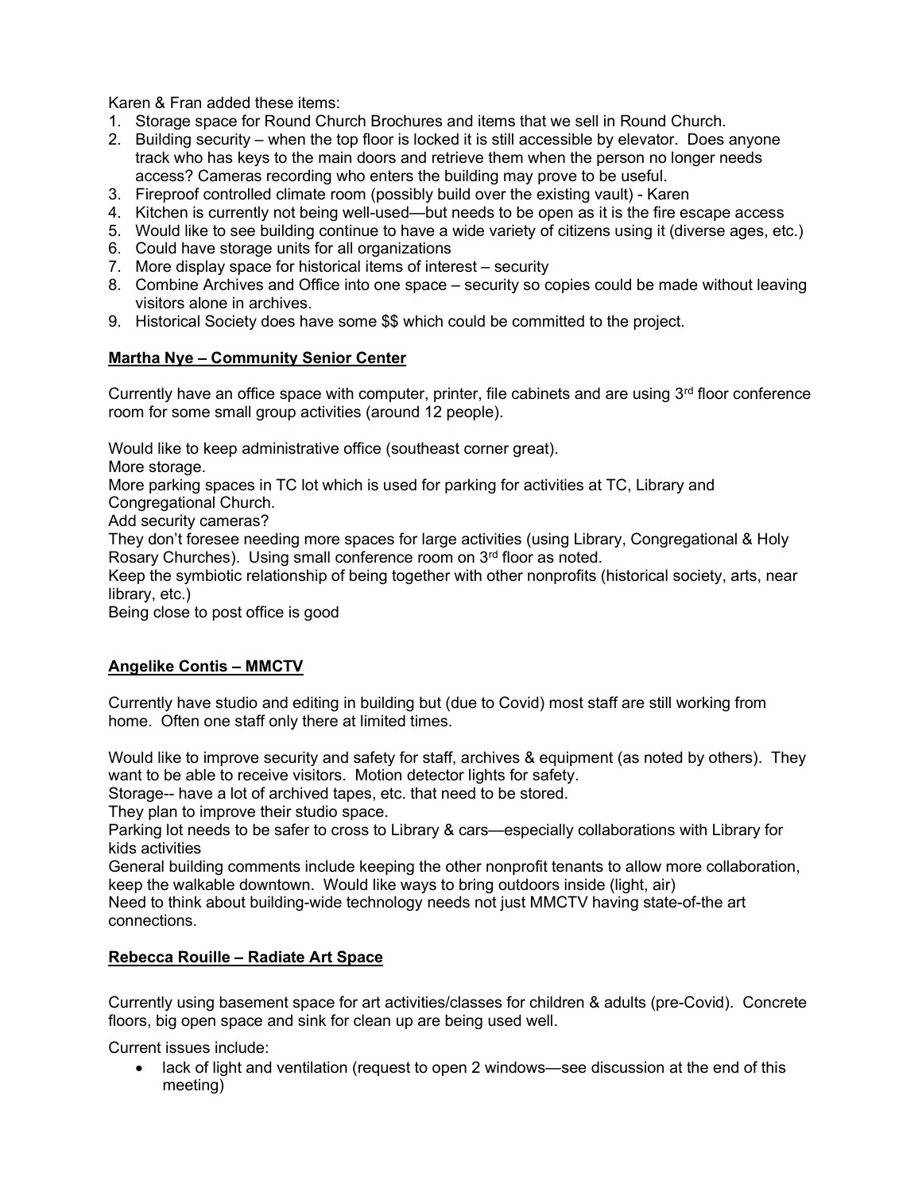Karen & Fran added these items:

1. Storage space for Round Church Brochures and items that we sell in Round Church.
2. Building security – when the top floor is locked it is still accessible by elevator. Does anyone track who has keys to the main doors and retrieve them when the person no longer needs access? Cameras recording who enters the building may prove to be useful.
3. Fireproof controlled climate room (possibly build over the existing vault) - Karen
4. Kitchen is currently not being well-used—but needs to be open as it is the fire escape access
5. Would like to see building continue to have a wide variety of citizens using it (diverse ages, etc.)
6. Could have storage units for all organizations
7. More display space for historical items of interest – security
8. Combine Archives and Office into one space – security so copies could be made without leaving visitors alone in archives.
9. Historical Society does have some $$ which could be committed to the project.

**Martha Nye – Community Senior Center**

Currently have an office space with computer, printer, file cabinets and are using 3rd floor conference room for some small group activities (around 12 people).

Would like to keep administrative office (southeast corner great).

More storage.

More parking spaces in TC lot which is used for parking for activities at TC, Library and Congregational Church.

Add security cameras?

They don't foresee needing more spaces for large activities (using Library, Congregational & Holy Rosary Churches). Using small conference room on 3rd floor as noted.

Keep the symbiotic relationship of being together with other nonprofits (historical society, arts, near library, etc.)

Being close to post office is good

**Angelike Contis – MMCTV**

Currently have studio and editing in building but (due to Covid) most staff are still working from home. Often one staff only there at limited times.

Would like to improve security and safety for staff, archives & equipment (as noted by others). They want to be able to receive visitors. Motion detector lights for safety.

Storage-- have a lot of archived tapes, etc. that need to be stored.

They plan to improve their studio space.

Parking lot needs to be safer to cross to Library & cars—especially collaborations with Library for kids activities

General building comments include keeping the other nonprofit tenants to allow more collaboration, keep the walkable downtown. Would like ways to bring outdoors inside (light, air)

Need to think about building-wide technology needs not just MMCTV having state-of-the art connections.

**Rebecca Rouille – Radiate Art Space**

Currently using basement space for art activities/classes for children & adults (pre-Covid). Concrete floors, big open space and sink for clean up are being used well.

Current issues include:

- lack of light and ventilation (request to open 2 windows—see discussion at the end of this meeting)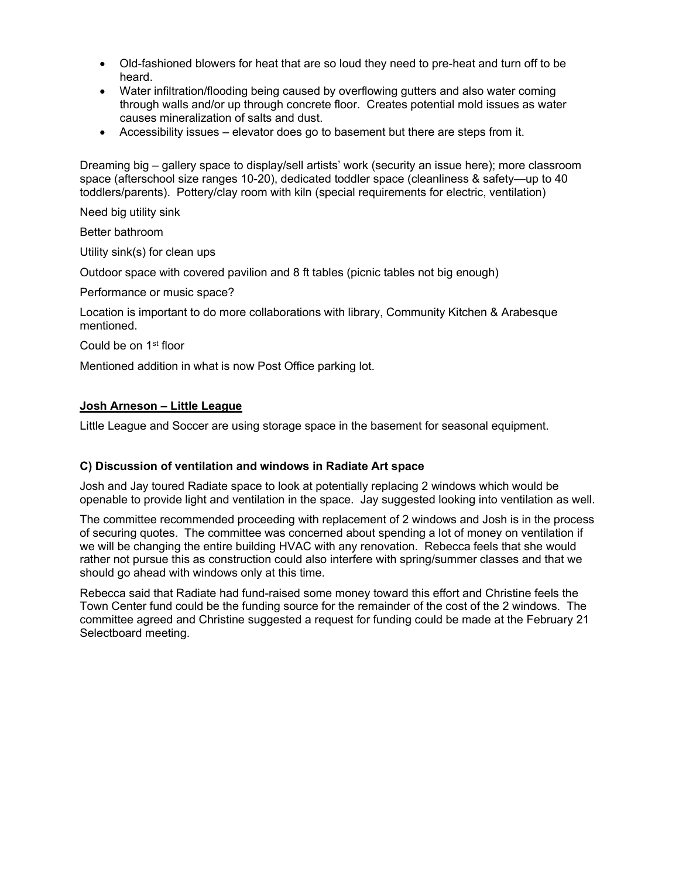- Old-fashioned blowers for heat that are so loud they need to pre-heat and turn off to be heard.
- Water infiltration/flooding being caused by overflowing gutters and also water coming through walls and/or up through concrete floor. Creates potential mold issues as water causes mineralization of salts and dust.
- Accessibility issues – elevator does go to basement but there are steps from it.

Dreaming big – gallery space to display/sell artists' work (security an issue here); more classroom space (afterschool size ranges 10-20), dedicated toddler space (cleanliness & safety—up to 40 toddlers/parents). Pottery/clay room with kiln (special requirements for electric, ventilation)

Need big utility sink

Better bathroom

Utility sink(s) for clean ups

Outdoor space with covered pavilion and 8 ft tables (picnic tables not big enough)

Performance or music space?

Location is important to do more collaborations with library, Community Kitchen & Arabesque mentioned.

Could be on 1st floor

Mentioned addition in what is now Post Office parking lot.

**Josh Arneson – Little League**

Little League and Soccer are using storage space in the basement for seasonal equipment.

**C) Discussion of ventilation and windows in Radiate Art space**

Josh and Jay toured Radiate space to look at potentially replacing 2 windows which would be openable to provide light and ventilation in the space. Jay suggested looking into ventilation as well.

The committee recommended proceeding with replacement of 2 windows and Josh is in the process of securing quotes. The committee was concerned about spending a lot of money on ventilation if we will be changing the entire building HVAC with any renovation. Rebecca feels that she would rather not pursue this as construction could also interfere with spring/summer classes and that we should go ahead with windows only at this time.

Rebecca said that Radiate had fund-raised some money toward this effort and Christine feels the Town Center fund could be the funding source for the remainder of the cost of the 2 windows. The committee agreed and Christine suggested a request for funding could be made at the February 21 Selectboard meeting.